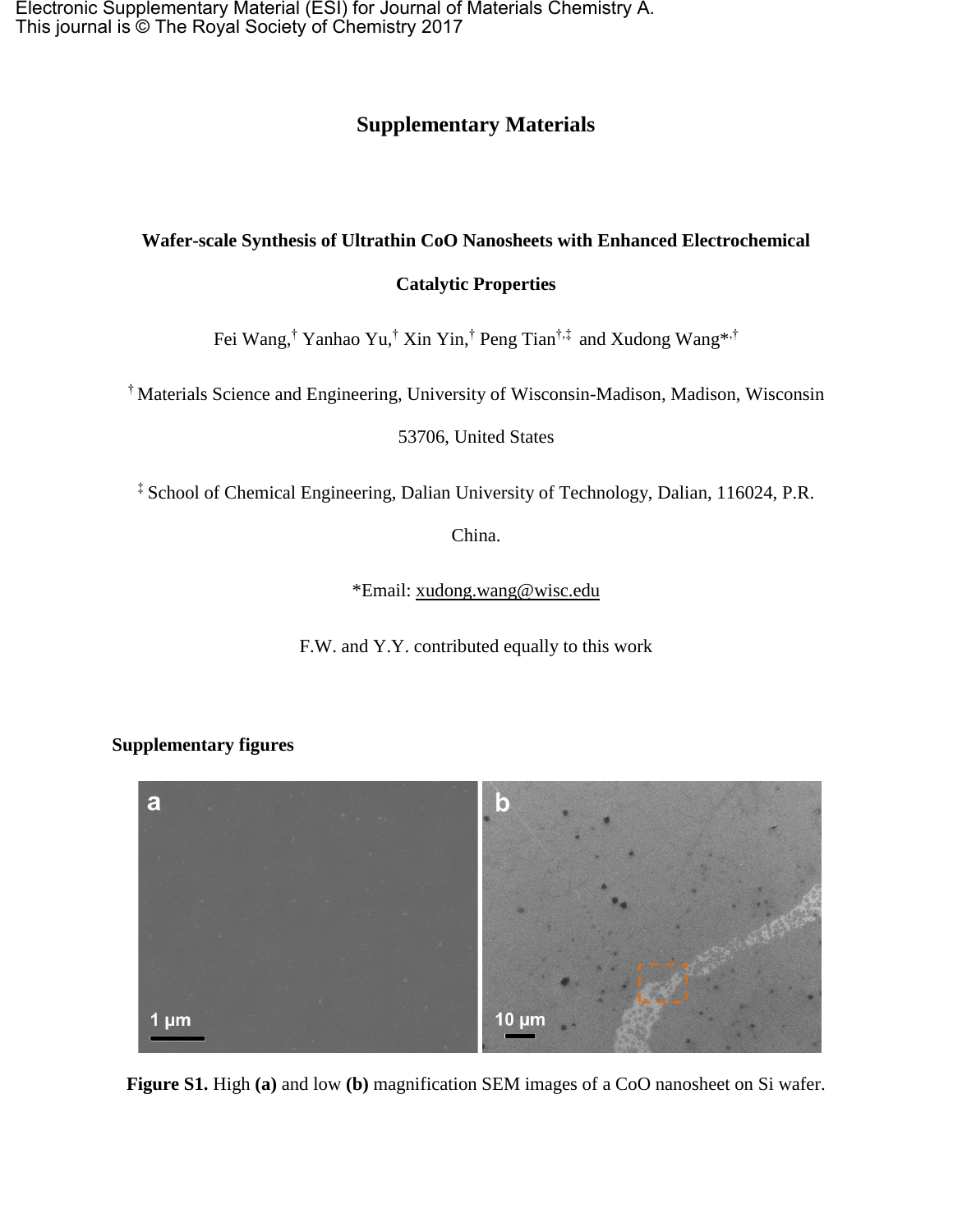Electronic Supplementary Material (ESI) for Journal of Materials Chemistry A.
This journal is © The Royal Society of Chemistry 2017

# Supplementary Materials

## Wafer-scale Synthesis of Ultrathin CoO Nanosheets with Enhanced Electrochemical Catalytic Properties

Fei Wang,[†] Yanhao Yu,[†] Xin Yin,[†] Peng Tian[†,‡] and Xudong Wang*[,†]

[†] Materials Science and Engineering, University of Wisconsin-Madison, Madison, Wisconsin 53706, United States

[‡] School of Chemical Engineering, Dalian University of Technology, Dalian, 116024, P.R. China.

*Email: xudong.wang@wisc.edu

F.W. and Y.Y. contributed equally to this work

### Supplementary figures

**Figure S1.** High **(a)** and low **(b)** magnification SEM images of a CoO nanosheet on Si wafer.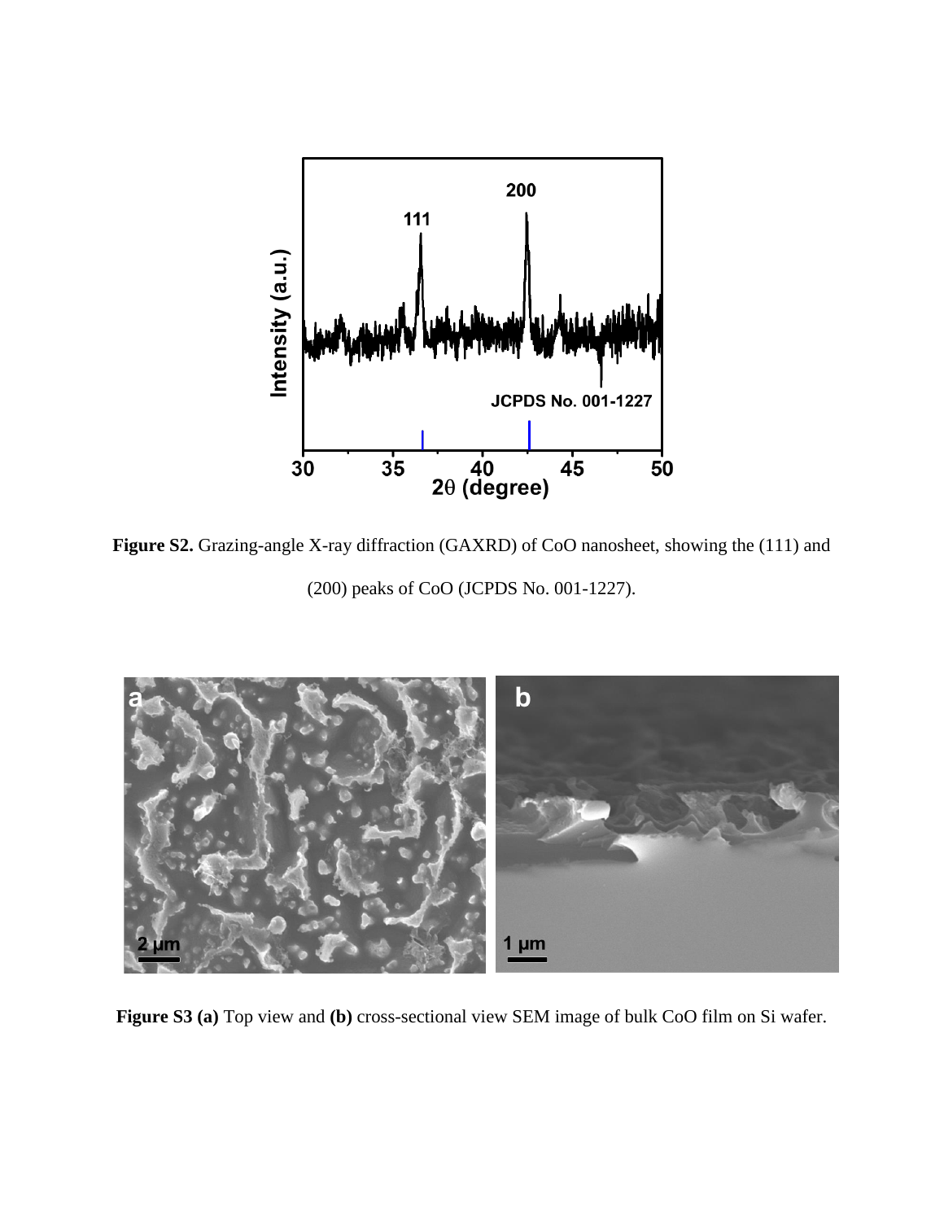**Figure S2.** Grazing-angle X-ray diffraction (GAXRD) of CoO nanosheet, showing the (111) and (200) peaks of CoO (JCPDS No. 001-1227).

**Figure S3 (a)** Top view and **(b)** cross-sectional view SEM image of bulk CoO film on Si wafer.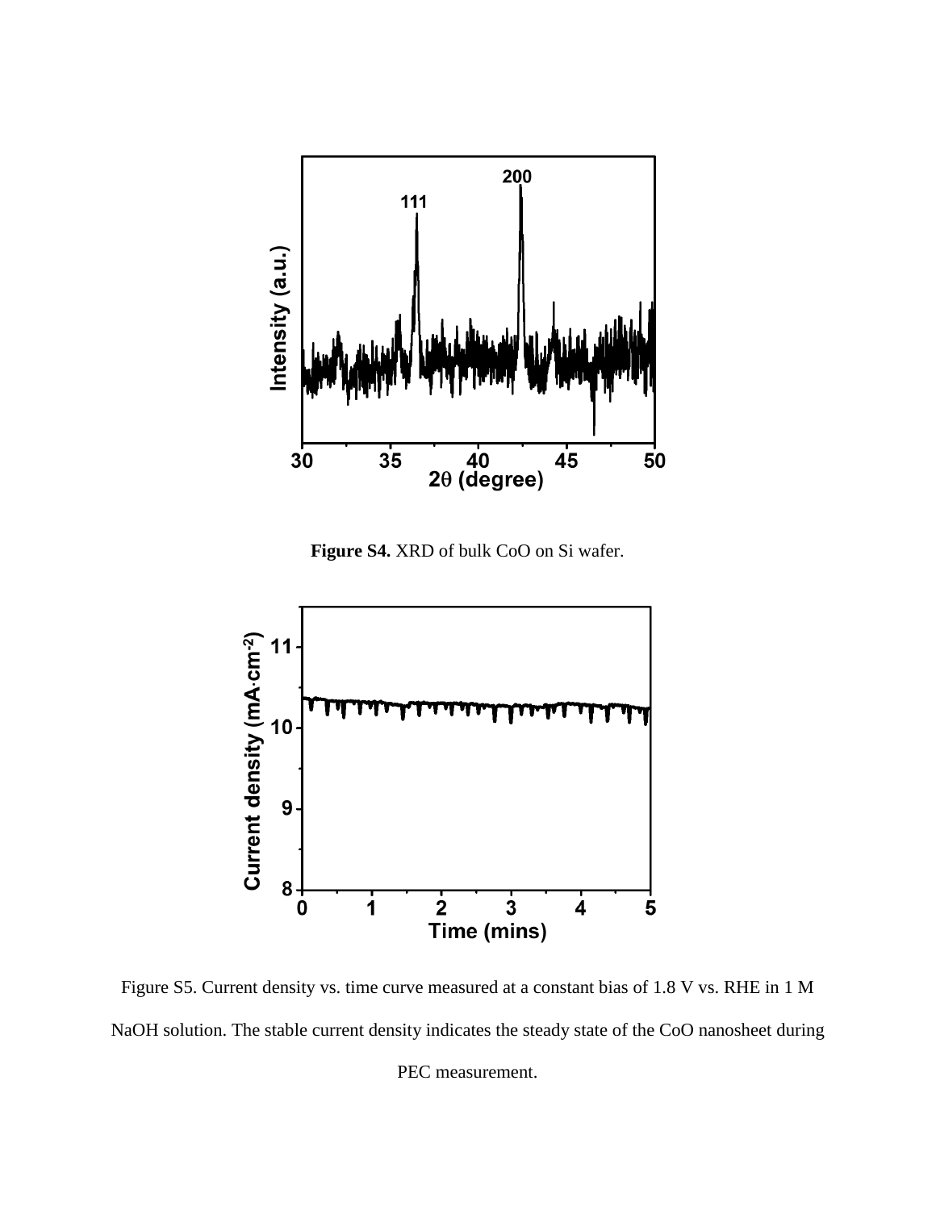**Figure S4.** XRD of bulk CoO on Si wafer.

Figure S5. Current density vs. time curve measured at a constant bias of 1.8 V vs. RHE in 1 M NaOH solution. The stable current density indicates the steady state of the CoO nanosheet during PEC measurement.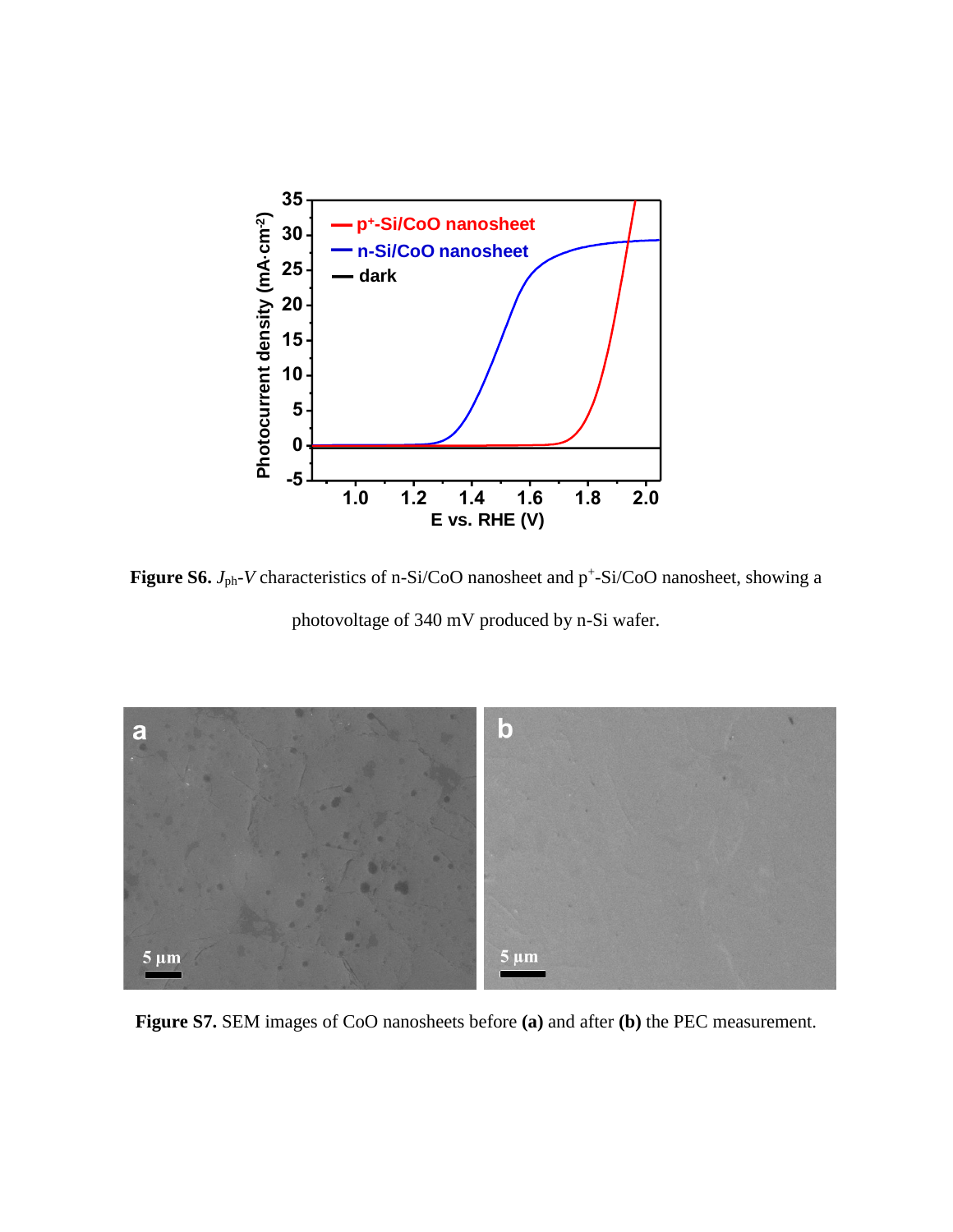**Figure S6.** $J_{ph}$-$V$ characteristics of n-Si/CoO nanosheet and $p^+$-Si/CoO nanosheet, showing a photovoltage of 340 mV produced by n-Si wafer.

**Figure S7.** SEM images of CoO nanosheets before **(a)** and after **(b)** the PEC measurement.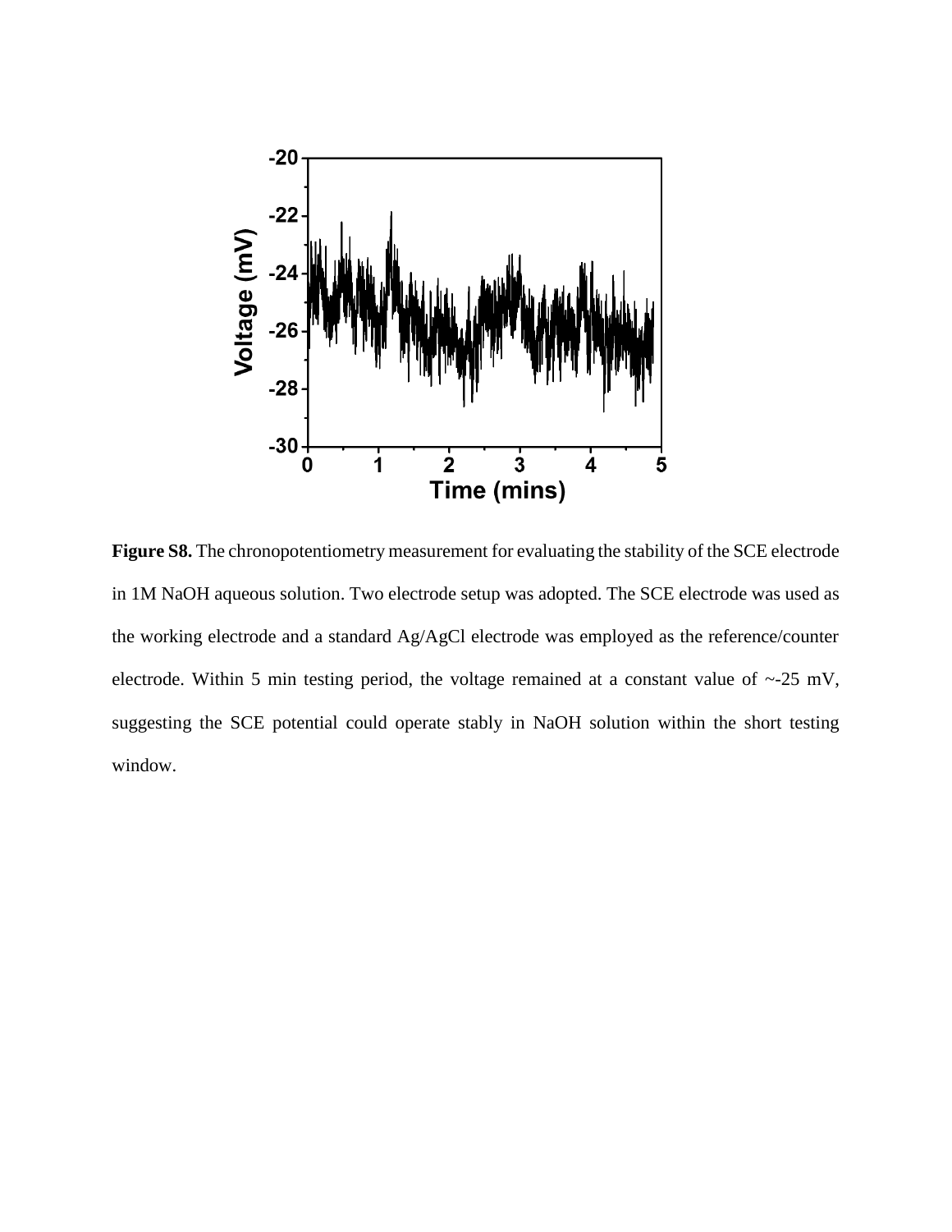Voltage (mV)

-20
-22
-24
-26
-28
-30

0
1
2
3
4
5

Time (mins)

**Figure S8.** The chronopotentiometry measurement for evaluating the stability of the SCE electrode in 1M NaOH aqueous solution. Two electrode setup was adopted. The SCE electrode was used as the working electrode and a standard Ag/AgCl electrode was employed as the reference/counter electrode. Within 5 min testing period, the voltage remained at a constant value of ~-25 mV, suggesting the SCE potential could operate stably in NaOH solution within the short testing window.